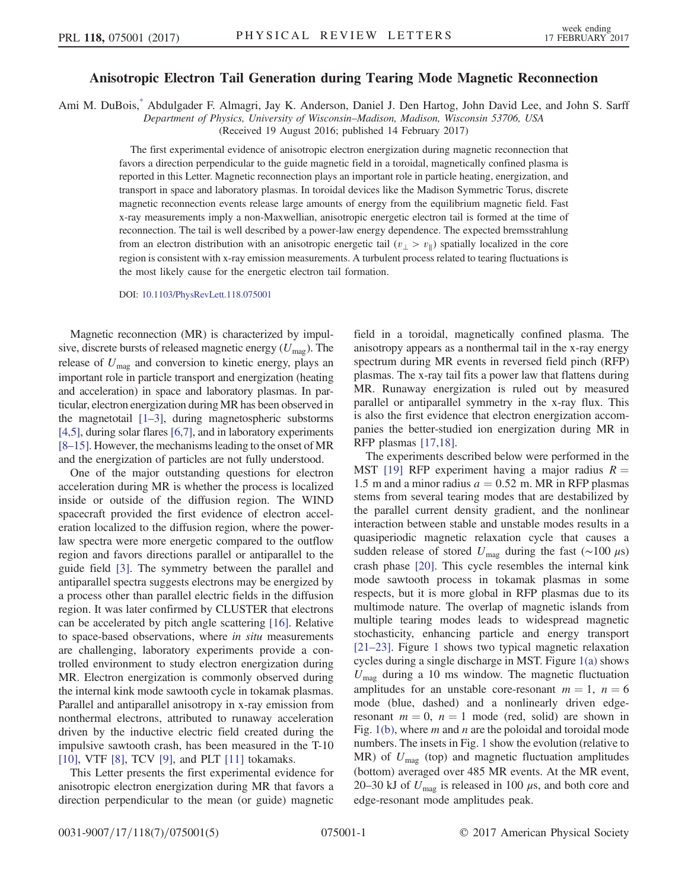# Anisotropic Electron Tail Generation during Tearing Mode Magnetic Reconnection

Ami M. DuBois,* Abdulgader F. Almagri, Jay K. Anderson, Daniel J. Den Hartog, John David Lee, and John S. Sarff

*Department of Physics, University of Wisconsin–Madison, Madison, Wisconsin 53706, USA*

(Received 19 August 2016; published 14 February 2017)

The first experimental evidence of anisotropic electron energization during magnetic reconnection that favors a direction perpendicular to the guide magnetic field in a toroidal, magnetically confined plasma is reported in this Letter. Magnetic reconnection plays an important role in particle heating, energization, and transport in space and laboratory plasmas. In toroidal devices like the Madison Symmetric Torus, discrete magnetic reconnection events release large amounts of energy from the equilibrium magnetic field. Fast x-ray measurements imply a non-Maxwellian, anisotropic energetic electron tail is formed at the time of reconnection. The tail is well described by a power-law energy dependence. The expected bremsstrahlung from an electron distribution with an anisotropic energetic tail ($v_\perp > v_\parallel$) spatially localized in the core region is consistent with x-ray emission measurements. A turbulent process related to tearing fluctuations is the most likely cause for the energetic electron tail formation.

DOI: 10.1103/PhysRevLett.118.075001

Magnetic reconnection (MR) is characterized by impulsive, discrete bursts of released magnetic energy ($U_{\mathrm{mag}}$). The release of $U_{\mathrm{mag}}$ and conversion to kinetic energy, plays an important role in particle transport and energization (heating and acceleration) in space and laboratory plasmas. In particular, electron energization during MR has been observed in the magnetotail [1–3], during magnetospheric substorms [4,5], during solar flares [6,7], and in laboratory experiments [8–15]. However, the mechanisms leading to the onset of MR and the energization of particles are not fully understood.

One of the major outstanding questions for electron acceleration during MR is whether the process is localized inside or outside of the diffusion region. The WIND spacecraft provided the first evidence of electron acceleration localized to the diffusion region, where the power-law spectra were more energetic compared to the outflow region and favors directions parallel or antiparallel to the guide field [3]. The symmetry between the parallel and antiparallel spectra suggests electrons may be energized by a process other than parallel electric fields in the diffusion region. It was later confirmed by CLUSTER that electrons can be accelerated by pitch angle scattering [16]. Relative to space-based observations, where *in situ* measurements are challenging, laboratory experiments provide a controlled environment to study electron energization during MR. Electron energization is commonly observed during the internal kink mode sawtooth cycle in tokamak plasmas. Parallel and antiparallel anisotropy in x-ray emission from nonthermal electrons, attributed to runaway acceleration driven by the inductive electric field created during the impulsive sawtooth crash, has been measured in the T-10 [10], VTF [8], TCV [9], and PLT [11] tokamaks.

This Letter presents the first experimental evidence for anisotropic electron energization during MR that favors a direction perpendicular to the mean (or guide) magnetic field in a toroidal, magnetically confined plasma. The anisotropy appears as a nonthermal tail in the x-ray energy spectrum during MR events in reversed field pinch (RFP) plasmas. The x-ray tail fits a power law that flattens during MR. Runaway energization is ruled out by measured parallel or antiparallel symmetry in the x-ray flux. This is also the first evidence that electron energization accompanies the better-studied ion energization during MR in RFP plasmas [17,18].

The experiments described below were performed in the MST [19] RFP experiment having a major radius $R = 1.5$ m and a minor radius $a = 0.52$ m. MR in RFP plasmas stems from several tearing modes that are destabilized by the parallel current density gradient, and the nonlinear interaction between stable and unstable modes results in a quasiperiodic magnetic relaxation cycle that causes a sudden release of stored $U_{\mathrm{mag}}$ during the fast ($\sim 100\ \mu$s) crash phase [20]. This cycle resembles the internal kink mode sawtooth process in tokamak plasmas in some respects, but it is more global in RFP plasmas due to its multimode nature. The overlap of magnetic islands from multiple tearing modes leads to widespread magnetic stochasticity, enhancing particle and energy transport [21–23]. Figure 1 shows two typical magnetic relaxation cycles during a single discharge in MST. Figure 1(a) shows $U_{\mathrm{mag}}$ during a 10 ms window. The magnetic fluctuation amplitudes for an unstable core-resonant $m = 1$, $n = 6$ mode (blue, dashed) and a nonlinearly driven edge-resonant $m = 0$, $n = 1$ mode (red, solid) are shown in Fig. 1(b), where $m$ and $n$ are the poloidal and toroidal mode numbers. The insets in Fig. 1 show the evolution (relative to MR) of $U_{\mathrm{mag}}$ (top) and magnetic fluctuation amplitudes (bottom) averaged over 485 MR events. At the MR event, 20–30 kJ of $U_{\mathrm{mag}}$ is released in 100 $\mu$s, and both core and edge-resonant mode amplitudes peak.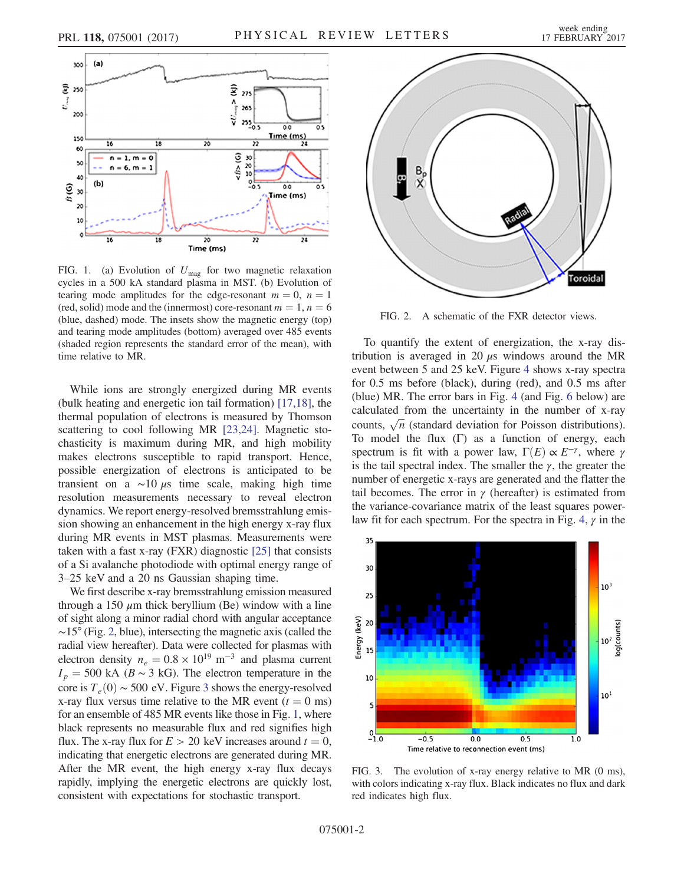FIG. 1. (a) Evolution of $U_{\mathrm{mag}}$ for two magnetic relaxation cycles in a 500 kA standard plasma in MST. (b) Evolution of tearing mode amplitudes for the edge-resonant $m = 0$, $n = 1$ (red, solid) mode and the (innermost) core-resonant $m = 1$, $n = 6$ (blue, dashed) mode. The insets show the magnetic energy (top) and tearing mode amplitudes (bottom) averaged over 485 events (shaded region represents the standard error of the mean), with time relative to MR.

While ions are strongly energized during MR events (bulk heating and energetic ion tail formation) [17,18], the thermal population of electrons is measured by Thomson scattering to cool following MR [23,24]. Magnetic stochasticity is maximum during MR, and high mobility makes electrons susceptible to rapid transport. Hence, possible energization of electrons is anticipated to be transient on a $\sim 10\ \mu$s time scale, making high time resolution measurements necessary to reveal electron dynamics. We report energy-resolved bremsstrahlung emission showing an enhancement in the high energy x-ray flux during MR events in MST plasmas. Measurements were taken with a fast x-ray (FXR) diagnostic [25] that consists of a Si avalanche photodiode with optimal energy range of 3–25 keV and a 20 ns Gaussian shaping time.

We first describe x-ray bremsstrahlung emission measured through a 150 $\mu$m thick beryllium (Be) window with a line of sight along a minor radial chord with angular acceptance $\sim 15°$ (Fig. 2, blue), intersecting the magnetic axis (called the radial view hereafter). Data were collected for plasmas with electron density $n_e = 0.8 \times 10^{19}\ \mathrm{m}^{-3}$ and plasma current $I_p = 500$ kA ($B \sim 3$ kG). The electron temperature in the core is $T_e(0) \sim 500$ eV. Figure 3 shows the energy-resolved x-ray flux versus time relative to the MR event ($t = 0$ ms) for an ensemble of 485 MR events like those in Fig. 1, where black represents no measurable flux and red signifies high flux. The x-ray flux for $E > 20$ keV increases around $t = 0$, indicating that energetic electrons are generated during MR. After the MR event, the high energy x-ray flux decays rapidly, implying the energetic electrons are quickly lost, consistent with expectations for stochastic transport.

FIG. 2. A schematic of the FXR detector views.

To quantify the extent of energization, the x-ray distribution is averaged in 20 $\mu$s windows around the MR event between 5 and 25 keV. Figure 4 shows x-ray spectra for 0.5 ms before (black), during (red), and 0.5 ms after (blue) MR. The error bars in Fig. 4 (and Fig. 6 below) are calculated from the uncertainty in the number of x-ray counts, $\sqrt{n}$ (standard deviation for Poisson distributions). To model the flux ($\Gamma$) as a function of energy, each spectrum is fit with a power law, $\Gamma(E) \propto E^{-\gamma}$, where $\gamma$ is the tail spectral index. The smaller the $\gamma$, the greater the number of energetic x-rays are generated and the flatter the tail becomes. The error in $\gamma$ (hereafter) is estimated from the variance-covariance matrix of the least squares power-law fit for each spectrum. For the spectra in Fig. 4, $\gamma$ in the

FIG. 3. The evolution of x-ray energy relative to MR (0 ms), with colors indicating x-ray flux. Black indicates no flux and dark red indicates high flux.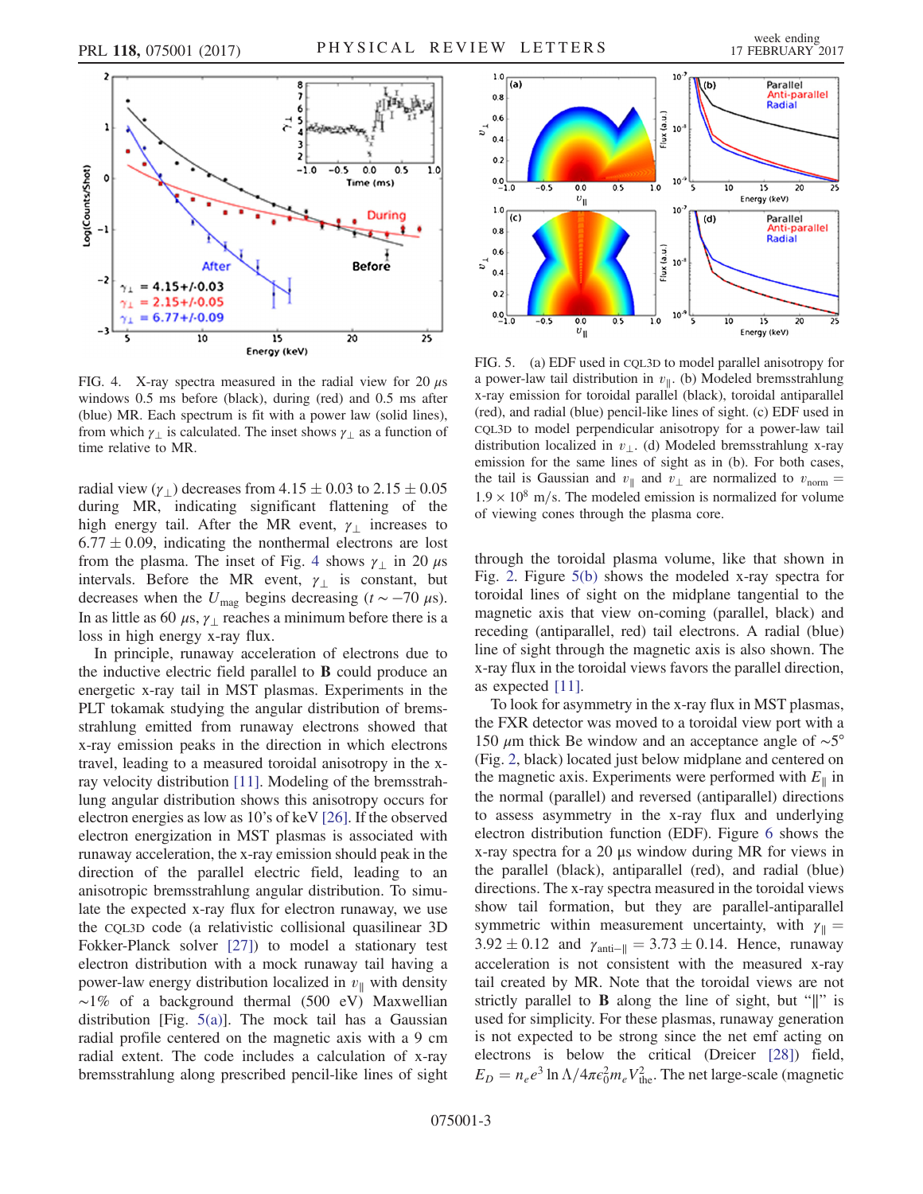FIG. 4. X-ray spectra measured in the radial view for 20 $\mu$s windows 0.5 ms before (black), during (red) and 0.5 ms after (blue) MR. Each spectrum is fit with a power law (solid lines), from which $\gamma_\perp$ is calculated. The inset shows $\gamma_\perp$ as a function of time relative to MR.

FIG. 5. (a) EDF used in CQL3D to model parallel anisotropy for a power-law tail distribution in $v_\parallel$. (b) Modeled bremsstrahlung x-ray emission for toroidal parallel (black), toroidal antiparallel (red), and radial (blue) pencil-like lines of sight. (c) EDF used in CQL3D to model perpendicular anisotropy for a power-law tail distribution localized in $v_\perp$. (d) Modeled bremsstrahlung x-ray emission for the same lines of sight as in (b). For both cases, the tail is Gaussian and $v_\parallel$ and $v_\perp$ are normalized to $v_{\mathrm{norm}} = 1.9 \times 10^8$ m/s. The modeled emission is normalized for volume of viewing cones through the plasma core.

radial view ($\gamma_\perp$) decreases from $4.15 \pm 0.03$ to $2.15 \pm 0.05$ during MR, indicating significant flattening of the high energy tail. After the MR event, $\gamma_\perp$ increases to $6.77 \pm 0.09$, indicating the nonthermal electrons are lost from the plasma. The inset of Fig. 4 shows $\gamma_\perp$ in 20 $\mu$s intervals. Before the MR event, $\gamma_\perp$ is constant, but decreases when the $U_{\mathrm{mag}}$ begins decreasing ($t \sim -70$ $\mu$s). In as little as 60 $\mu$s, $\gamma_\perp$ reaches a minimum before there is a loss in high energy x-ray flux.

In principle, runaway acceleration of electrons due to the inductive electric field parallel to **B** could produce an energetic x-ray tail in MST plasmas. Experiments in the PLT tokamak studying the angular distribution of bremsstrahlung emitted from runaway electrons showed that x-ray emission peaks in the direction in which electrons travel, leading to a measured toroidal anisotropy in the x-ray velocity distribution [11]. Modeling of the bremsstrahlung angular distribution shows this anisotropy occurs for electron energies as low as 10's of keV [26]. If the observed electron energization in MST plasmas is associated with runaway acceleration, the x-ray emission should peak in the direction of the parallel electric field, leading to an anisotropic bremsstrahlung angular distribution. To simulate the expected x-ray flux for electron runaway, we use the CQL3D code (a relativistic collisional quasilinear 3D Fokker-Planck solver [27]) to model a stationary test electron distribution with a mock runaway tail having a power-law energy distribution localized in $v_\parallel$ with density $\sim$1% of a background thermal (500 eV) Maxwellian distribution [Fig. 5(a)]. The mock tail has a Gaussian radial profile centered on the magnetic axis with a 9 cm radial extent. The code includes a calculation of x-ray bremsstrahlung along prescribed pencil-like lines of sight through the toroidal plasma volume, like that shown in Fig. 2. Figure 5(b) shows the modeled x-ray spectra for toroidal lines of sight on the midplane tangential to the magnetic axis that view on-coming (parallel, black) and receding (antiparallel, red) tail electrons. A radial (blue) line of sight through the magnetic axis is also shown. The x-ray flux in the toroidal views favors the parallel direction, as expected [11].

To look for asymmetry in the x-ray flux in MST plasmas, the FXR detector was moved to a toroidal view port with a 150 $\mu$m thick Be window and an acceptance angle of $\sim$5° (Fig. 2, black) located just below midplane and centered on the magnetic axis. Experiments were performed with $E_\parallel$ in the normal (parallel) and reversed (antiparallel) directions to assess asymmetry in the x-ray flux and underlying electron distribution function (EDF). Figure 6 shows the x-ray spectra for a 20 $\mu$s window during MR for views in the parallel (black), antiparallel (red), and radial (blue) directions. The x-ray spectra measured in the toroidal views show tail formation, but they are parallel-antiparallel symmetric within measurement uncertainty, with $\gamma_\parallel = 3.92 \pm 0.12$ and $\gamma_{\mathrm{anti}-\parallel} = 3.73 \pm 0.14$. Hence, runaway acceleration is not consistent with the measured x-ray tail created by MR. Note that the toroidal views are not strictly parallel to **B** along the line of sight, but "$\parallel$" is used for simplicity. For these plasmas, runaway generation is not expected to be strong since the net emf acting on electrons is below the critical (Dreicer [28]) field, $E_D = n_e e^3 \ln\Lambda / 4\pi\epsilon_0^2 m_e V_{\mathrm{the}}^2$. The net large-scale (magnetic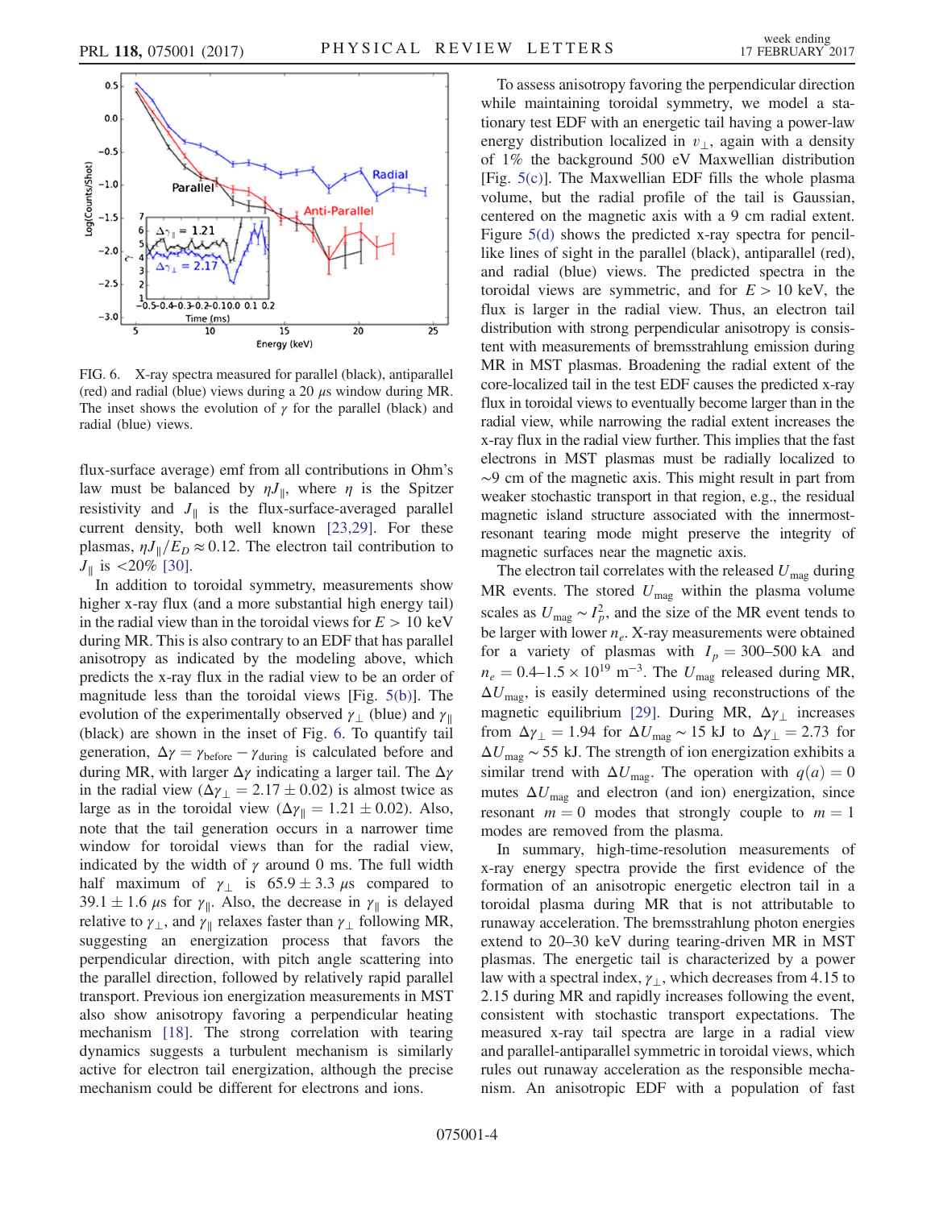FIG. 6. X-ray spectra measured for parallel (black), antiparallel (red) and radial (blue) views during a 20 $\mu$s window during MR. The inset shows the evolution of $\gamma$ for the parallel (black) and radial (blue) views.

flux-surface average) emf from all contributions in Ohm's law must be balanced by $\eta J_{\parallel}$, where $\eta$ is the Spitzer resistivity and $J_{\parallel}$ is the flux-surface-averaged parallel current density, both well known [23,29]. For these plasmas, $\eta J_{\parallel}/E_D \approx 0.12$. The electron tail contribution to $J_{\parallel}$ is <20% [30].

In addition to toroidal symmetry, measurements show higher x-ray flux (and a more substantial high energy tail) in the radial view than in the toroidal views for $E > 10$ keV during MR. This is also contrary to an EDF that has parallel anisotropy as indicated by the modeling above, which predicts the x-ray flux in the radial view to be an order of magnitude less than the toroidal views [Fig. 5(b)]. The evolution of the experimentally observed $\gamma_{\perp}$ (blue) and $\gamma_{\parallel}$ (black) are shown in the inset of Fig. 6. To quantify tail generation, $\Delta\gamma = \gamma_{\text{before}} - \gamma_{\text{during}}$ is calculated before and during MR, with larger $\Delta\gamma$ indicating a larger tail. The $\Delta\gamma$ in the radial view ($\Delta\gamma_{\perp} = 2.17 \pm 0.02$) is almost twice as large as in the toroidal view ($\Delta\gamma_{\parallel} = 1.21 \pm 0.02$). Also, note that the tail generation occurs in a narrower time window for toroidal views than for the radial view, indicated by the width of $\gamma$ around 0 ms. The full width half maximum of $\gamma_{\perp}$ is $65.9 \pm 3.3$ $\mu$s compared to $39.1 \pm 1.6$ $\mu$s for $\gamma_{\parallel}$. Also, the decrease in $\gamma_{\parallel}$ is delayed relative to $\gamma_{\perp}$, and $\gamma_{\parallel}$ relaxes faster than $\gamma_{\perp}$ following MR, suggesting an energization process that favors the perpendicular direction, with pitch angle scattering into the parallel direction, followed by relatively rapid parallel transport. Previous ion energization measurements in MST also show anisotropy favoring a perpendicular heating mechanism [18]. The strong correlation with tearing dynamics suggests a turbulent mechanism is similarly active for electron tail energization, although the precise mechanism could be different for electrons and ions.

To assess anisotropy favoring the perpendicular direction while maintaining toroidal symmetry, we model a stationary test EDF with an energetic tail having a power-law energy distribution localized in $v_{\perp}$, again with a density of 1% the background 500 eV Maxwellian distribution [Fig. 5(c)]. The Maxwellian EDF fills the whole plasma volume, but the radial profile of the tail is Gaussian, centered on the magnetic axis with a 9 cm radial extent. Figure 5(d) shows the predicted x-ray spectra for pencil-like lines of sight in the parallel (black), antiparallel (red), and radial (blue) views. The predicted spectra in the toroidal views are symmetric, and for $E > 10$ keV, the flux is larger in the radial view. Thus, an electron tail distribution with strong perpendicular anisotropy is consistent with measurements of bremsstrahlung emission during MR in MST plasmas. Broadening the radial extent of the core-localized tail in the test EDF causes the predicted x-ray flux in toroidal views to eventually become larger than in the radial view, while narrowing the radial extent increases the x-ray flux in the radial view further. This implies that the fast electrons in MST plasmas must be radially localized to ~9 cm of the magnetic axis. This might result in part from weaker stochastic transport in that region, e.g., the residual magnetic island structure associated with the innermost-resonant tearing mode might preserve the integrity of magnetic surfaces near the magnetic axis.

The electron tail correlates with the released $U_{\text{mag}}$ during MR events. The stored $U_{\text{mag}}$ within the plasma volume scales as $U_{\text{mag}} \sim I_p^2$, and the size of the MR event tends to be larger with lower $n_e$. X-ray measurements were obtained for a variety of plasmas with $I_p = 300$–$500$ kA and $n_e = 0.4$–$1.5 \times 10^{19}$ m$^{-3}$. The $U_{\text{mag}}$ released during MR, $\Delta U_{\text{mag}}$, is easily determined using reconstructions of the magnetic equilibrium [29]. During MR, $\Delta\gamma_{\perp}$ increases from $\Delta\gamma_{\perp} = 1.94$ for $\Delta U_{\text{mag}} \sim 15$ kJ to $\Delta\gamma_{\perp} = 2.73$ for $\Delta U_{\text{mag}} \sim 55$ kJ. The strength of ion energization exhibits a similar trend with $\Delta U_{\text{mag}}$. The operation with $q(a) = 0$ mutes $\Delta U_{\text{mag}}$ and electron (and ion) energization, since resonant $m = 0$ modes that strongly couple to $m = 1$ modes are removed from the plasma.

In summary, high-time-resolution measurements of x-ray energy spectra provide the first evidence of the formation of an anisotropic energetic electron tail in a toroidal plasma during MR that is not attributable to runaway acceleration. The bremsstrahlung photon energies extend to 20–30 keV during tearing-driven MR in MST plasmas. The energetic tail is characterized by a power law with a spectral index, $\gamma_{\perp}$, which decreases from 4.15 to 2.15 during MR and rapidly increases following the event, consistent with stochastic transport expectations. The measured x-ray tail spectra are large in a radial view and parallel-antiparallel symmetric in toroidal views, which rules out runaway acceleration as the responsible mechanism. An anisotropic EDF with a population of fast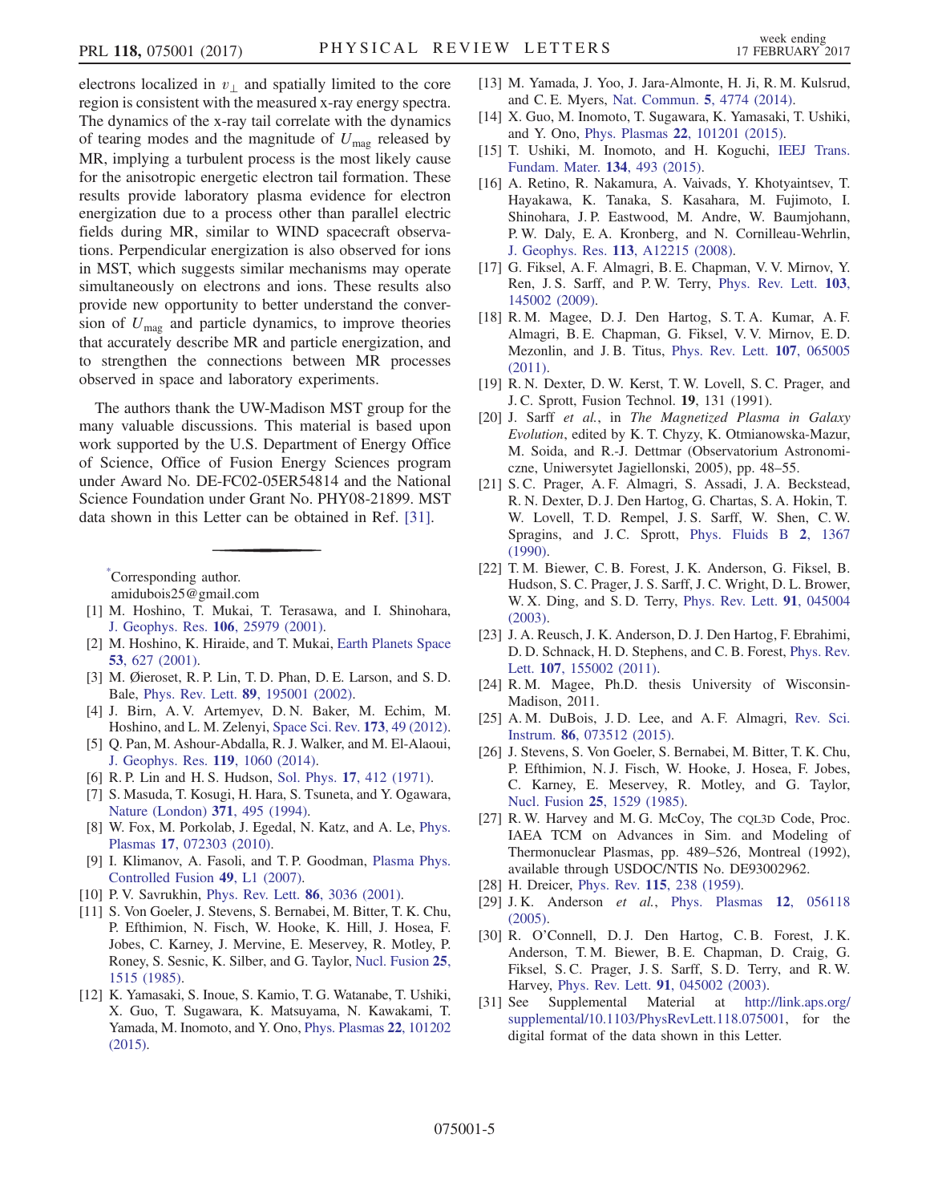electrons localized in $v_\perp$ and spatially limited to the core region is consistent with the measured x-ray energy spectra. The dynamics of the x-ray tail correlate with the dynamics of tearing modes and the magnitude of $U_{\rm mag}$ released by MR, implying a turbulent process is the most likely cause for the anisotropic energetic electron tail formation. These results provide laboratory plasma evidence for electron energization due to a process other than parallel electric fields during MR, similar to WIND spacecraft observations. Perpendicular energization is also observed for ions in MST, which suggests similar mechanisms may operate simultaneously on electrons and ions. These results also provide new opportunity to better understand the conversion of $U_{\rm mag}$ and particle dynamics, to improve theories that accurately describe MR and particle energization, and to strengthen the connections between MR processes observed in space and laboratory experiments.

The authors thank the UW-Madison MST group for the many valuable discussions. This material is based upon work supported by the U.S. Department of Energy Office of Science, Office of Fusion Energy Sciences program under Award No. DE-FC02-05ER54814 and the National Science Foundation under Grant No. PHY08-21899. MST data shown in this Letter can be obtained in Ref. [31].

---

[*]Corresponding author.
amidubois25@gmail.com

[1] M. Hoshino, T. Mukai, T. Terasawa, and I. Shinohara, J. Geophys. Res. **106**, 25979 (2001).

[2] M. Hoshino, K. Hiraide, and T. Mukai, Earth Planets Space **53**, 627 (2001).

[3] M. Øieroset, R. P. Lin, T. D. Phan, D. E. Larson, and S. D. Bale, Phys. Rev. Lett. **89**, 195001 (2002).

[4] J. Birn, A. V. Artemyev, D. N. Baker, M. Echim, M. Hoshino, and L. M. Zelenyi, Space Sci. Rev. **173**, 49 (2012).

[5] Q. Pan, M. Ashour-Abdalla, R. J. Walker, and M. El-Alaoui, J. Geophys. Res. **119**, 1060 (2014).

[6] R. P. Lin and H. S. Hudson, Sol. Phys. **17**, 412 (1971).

[7] S. Masuda, T. Kosugi, H. Hara, S. Tsuneta, and Y. Ogawara, Nature (London) **371**, 495 (1994).

[8] W. Fox, M. Porkolab, J. Egedal, N. Katz, and A. Le, Phys. Plasmas **17**, 072303 (2010).

[9] I. Klimanov, A. Fasoli, and T. P. Goodman, Plasma Phys. Controlled Fusion **49**, L1 (2007).

[10] P. V. Savrukhin, Phys. Rev. Lett. **86**, 3036 (2001).

[11] S. Von Goeler, J. Stevens, S. Bernabei, M. Bitter, T. K. Chu, P. Efthimion, N. Fisch, W. Hooke, K. Hill, J. Hosea, F. Jobes, C. Karney, J. Mervine, E. Meservey, R. Motley, P. Roney, S. Sesnic, K. Silber, and G. Taylor, Nucl. Fusion **25**, 1515 (1985).

[12] K. Yamasaki, S. Inoue, S. Kamio, T. G. Watanabe, T. Ushiki, X. Guo, T. Sugawara, K. Matsuyama, N. Kawakami, T. Yamada, M. Inomoto, and Y. Ono, Phys. Plasmas **22**, 101202 (2015).

[13] M. Yamada, J. Yoo, J. Jara-Almonte, H. Ji, R. M. Kulsrud, and C. E. Myers, Nat. Commun. **5**, 4774 (2014).

[14] X. Guo, M. Inomoto, T. Sugawara, K. Yamasaki, T. Ushiki, and Y. Ono, Phys. Plasmas **22**, 101201 (2015).

[15] T. Ushiki, M. Inomoto, and H. Koguchi, IEEJ Trans. Fundam. Mater. **134**, 493 (2015).

[16] A. Retino, R. Nakamura, A. Vaivads, Y. Khotyaintsev, T. Hayakawa, K. Tanaka, S. Kasahara, M. Fujimoto, I. Shinohara, J. P. Eastwood, M. Andre, W. Baumjohann, P. W. Daly, E. A. Kronberg, and N. Cornilleau-Wehrlin, J. Geophys. Res. **113**, A12215 (2008).

[17] G. Fiksel, A. F. Almagri, B. E. Chapman, V. V. Mirnov, Y. Ren, J. S. Sarff, and P. W. Terry, Phys. Rev. Lett. **103**, 145002 (2009).

[18] R. M. Magee, D. J. Den Hartog, S. T. A. Kumar, A. F. Almagri, B. E. Chapman, G. Fiksel, V. V. Mirnov, E. D. Mezonlin, and J. B. Titus, Phys. Rev. Lett. **107**, 065005 (2011).

[19] R. N. Dexter, D. W. Kerst, T. W. Lovell, S. C. Prager, and J. C. Sprott, Fusion Technol. **19**, 131 (1991).

[20] J. Sarff *et al.*, in *The Magnetized Plasma in Galaxy Evolution*, edited by K. T. Chyzy, K. Otmianowska-Mazur, M. Soida, and R.-J. Dettmar (Observatorium Astronomiczne, Uniwersytet Jagiellonski, 2005), pp. 48–55.

[21] S. C. Prager, A. F. Almagri, S. Assadi, J. A. Beckstead, R. N. Dexter, D. J. Den Hartog, G. Chartas, S. A. Hokin, T. W. Lovell, T. D. Rempel, J. S. Sarff, W. Shen, C. W. Spragins, and J. C. Sprott, Phys. Fluids B **2**, 1367 (1990).

[22] T. M. Biewer, C. B. Forest, J. K. Anderson, G. Fiksel, B. Hudson, S. C. Prager, J. S. Sarff, J. C. Wright, D. L. Brower, W. X. Ding, and S. D. Terry, Phys. Rev. Lett. **91**, 045004 (2003).

[23] J. A. Reusch, J. K. Anderson, D. J. Den Hartog, F. Ebrahimi, D. D. Schnack, H. D. Stephens, and C. B. Forest, Phys. Rev. Lett. **107**, 155002 (2011).

[24] R. M. Magee, Ph.D. thesis University of Wisconsin-Madison, 2011.

[25] A. M. DuBois, J. D. Lee, and A. F. Almagri, Rev. Sci. Instrum. **86**, 073512 (2015).

[26] J. Stevens, S. Von Goeler, S. Bernabei, M. Bitter, T. K. Chu, P. Efthimion, N. J. Fisch, W. Hooke, J. Hosea, F. Jobes, C. Karney, E. Meservey, R. Motley, and G. Taylor, Nucl. Fusion **25**, 1529 (1985).

[27] R. W. Harvey and M. G. McCoy, The CQL3D Code, Proc. IAEA TCM on Advances in Sim. and Modeling of Thermonuclear Plasmas, pp. 489–526, Montreal (1992), available through USDOC/NTIS No. DE93002962.

[28] H. Dreicer, Phys. Rev. **115**, 238 (1959).

[29] J. K. Anderson *et al.*, Phys. Plasmas **12**, 056118 (2005).

[30] R. O'Connell, D. J. Den Hartog, C. B. Forest, J. K. Anderson, T. M. Biewer, B. E. Chapman, D. Craig, G. Fiksel, S. C. Prager, J. S. Sarff, S. D. Terry, and R. W. Harvey, Phys. Rev. Lett. **91**, 045002 (2003).

[31] See Supplemental Material at http://link.aps.org/supplemental/10.1103/PhysRevLett.118.075001, for the digital format of the data shown in this Letter.